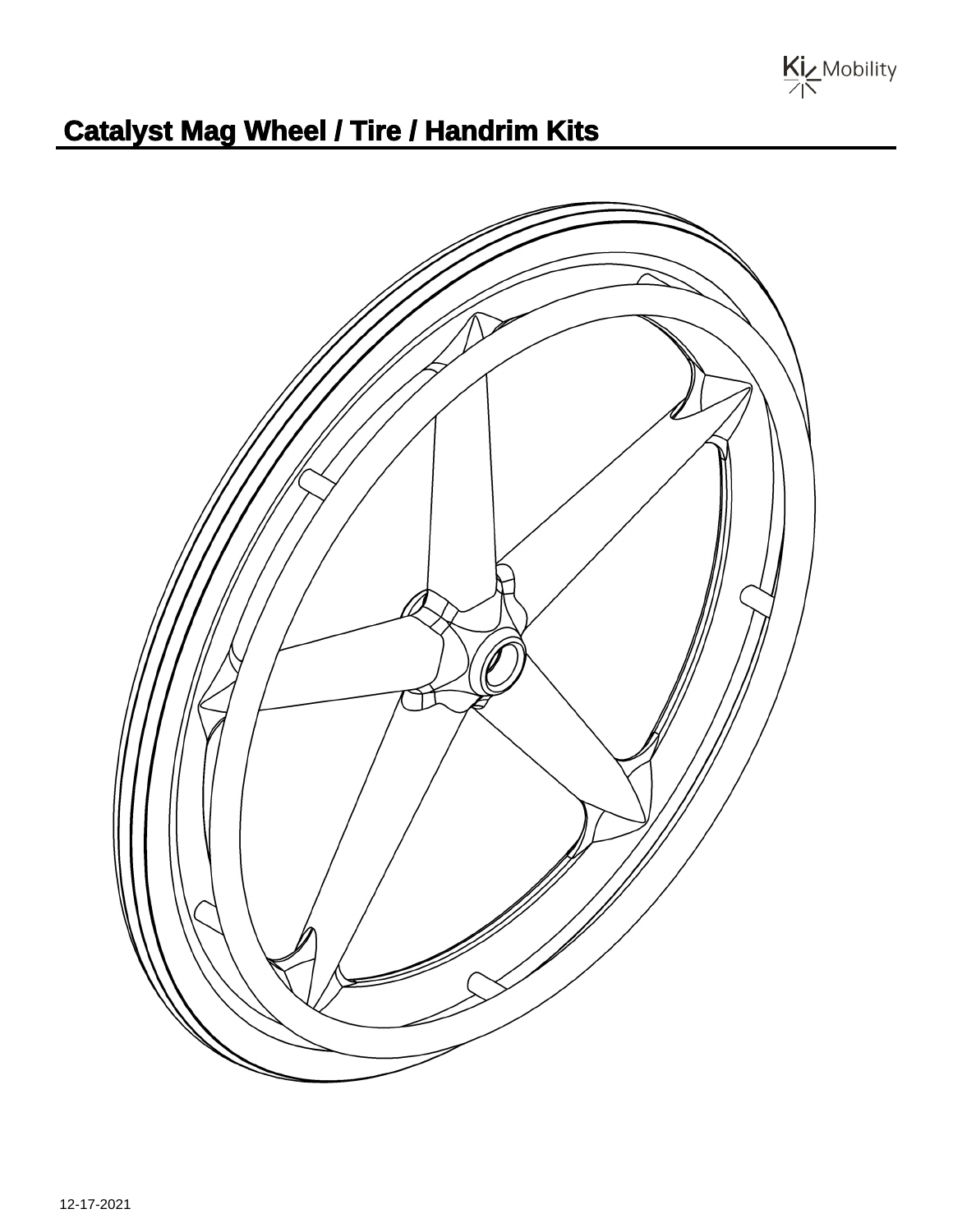# Catalyst Mag Wheel / Tire / Handrim Kits

12-17-2021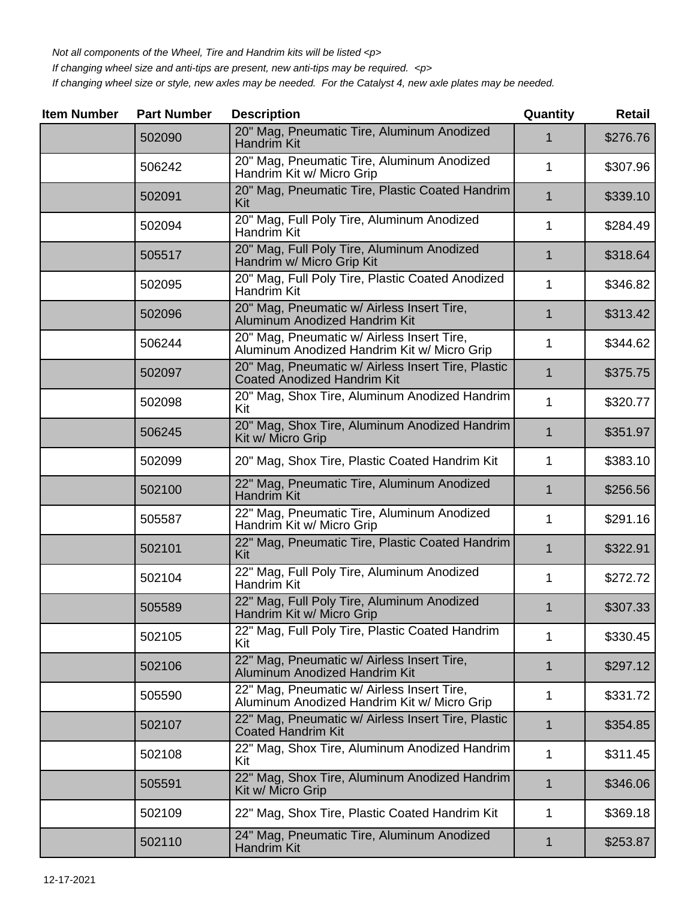*Not all components of the Wheel, Tire and Handrim kits will be listed <p>*

*If changing wheel size and anti-tips are present, new anti-tips may be required. <p>*

*If changing wheel size or style, new axles may be needed. For the Catalyst 4, new axle plates may be needed.*

| Item Number | Part Number | Description | Quantity | Retail |
|---|---|---|---|---|
| | 502090 | 20" Mag, Pneumatic Tire, Aluminum Anodized Handrim Kit | 1 | $276.76 |
| | 506242 | 20" Mag, Pneumatic Tire, Aluminum Anodized Handrim Kit w/ Micro Grip | 1 | $307.96 |
| | 502091 | 20" Mag, Pneumatic Tire, Plastic Coated Handrim Kit | 1 | $339.10 |
| | 502094 | 20" Mag, Full Poly Tire, Aluminum Anodized Handrim Kit | 1 | $284.49 |
| | 505517 | 20" Mag, Full Poly Tire, Aluminum Anodized Handrim w/ Micro Grip Kit | 1 | $318.64 |
| | 502095 | 20" Mag, Full Poly Tire, Plastic Coated Anodized Handrim Kit | 1 | $346.82 |
| | 502096 | 20" Mag, Pneumatic w/ Airless Insert Tire, Aluminum Anodized Handrim Kit | 1 | $313.42 |
| | 506244 | 20" Mag, Pneumatic w/ Airless Insert Tire, Aluminum Anodized Handrim Kit w/ Micro Grip | 1 | $344.62 |
| | 502097 | 20" Mag, Pneumatic w/ Airless Insert Tire, Plastic Coated Anodized Handrim Kit | 1 | $375.75 |
| | 502098 | 20" Mag, Shox Tire, Aluminum Anodized Handrim Kit | 1 | $320.77 |
| | 506245 | 20" Mag, Shox Tire, Aluminum Anodized Handrim Kit w/ Micro Grip | 1 | $351.97 |
| | 502099 | 20" Mag, Shox Tire, Plastic Coated Handrim Kit | 1 | $383.10 |
| | 502100 | 22" Mag, Pneumatic Tire, Aluminum Anodized Handrim Kit | 1 | $256.56 |
| | 505587 | 22" Mag, Pneumatic Tire, Aluminum Anodized Handrim Kit w/ Micro Grip | 1 | $291.16 |
| | 502101 | 22" Mag, Pneumatic Tire, Plastic Coated Handrim Kit | 1 | $322.91 |
| | 502104 | 22" Mag, Full Poly Tire, Aluminum Anodized Handrim Kit | 1 | $272.72 |
| | 505589 | 22" Mag, Full Poly Tire, Aluminum Anodized Handrim Kit w/ Micro Grip | 1 | $307.33 |
| | 502105 | 22" Mag, Full Poly Tire, Plastic Coated Handrim Kit | 1 | $330.45 |
| | 502106 | 22" Mag, Pneumatic w/ Airless Insert Tire, Aluminum Anodized Handrim Kit | 1 | $297.12 |
| | 505590 | 22" Mag, Pneumatic w/ Airless Insert Tire, Aluminum Anodized Handrim Kit w/ Micro Grip | 1 | $331.72 |
| | 502107 | 22" Mag, Pneumatic w/ Airless Insert Tire, Plastic Coated Handrim Kit | 1 | $354.85 |
| | 502108 | 22" Mag, Shox Tire, Aluminum Anodized Handrim Kit | 1 | $311.45 |
| | 505591 | 22" Mag, Shox Tire, Aluminum Anodized Handrim Kit w/ Micro Grip | 1 | $346.06 |
| | 502109 | 22" Mag, Shox Tire, Plastic Coated Handrim Kit | 1 | $369.18 |
| | 502110 | 24" Mag, Pneumatic Tire, Aluminum Anodized Handrim Kit | 1 | $253.87 |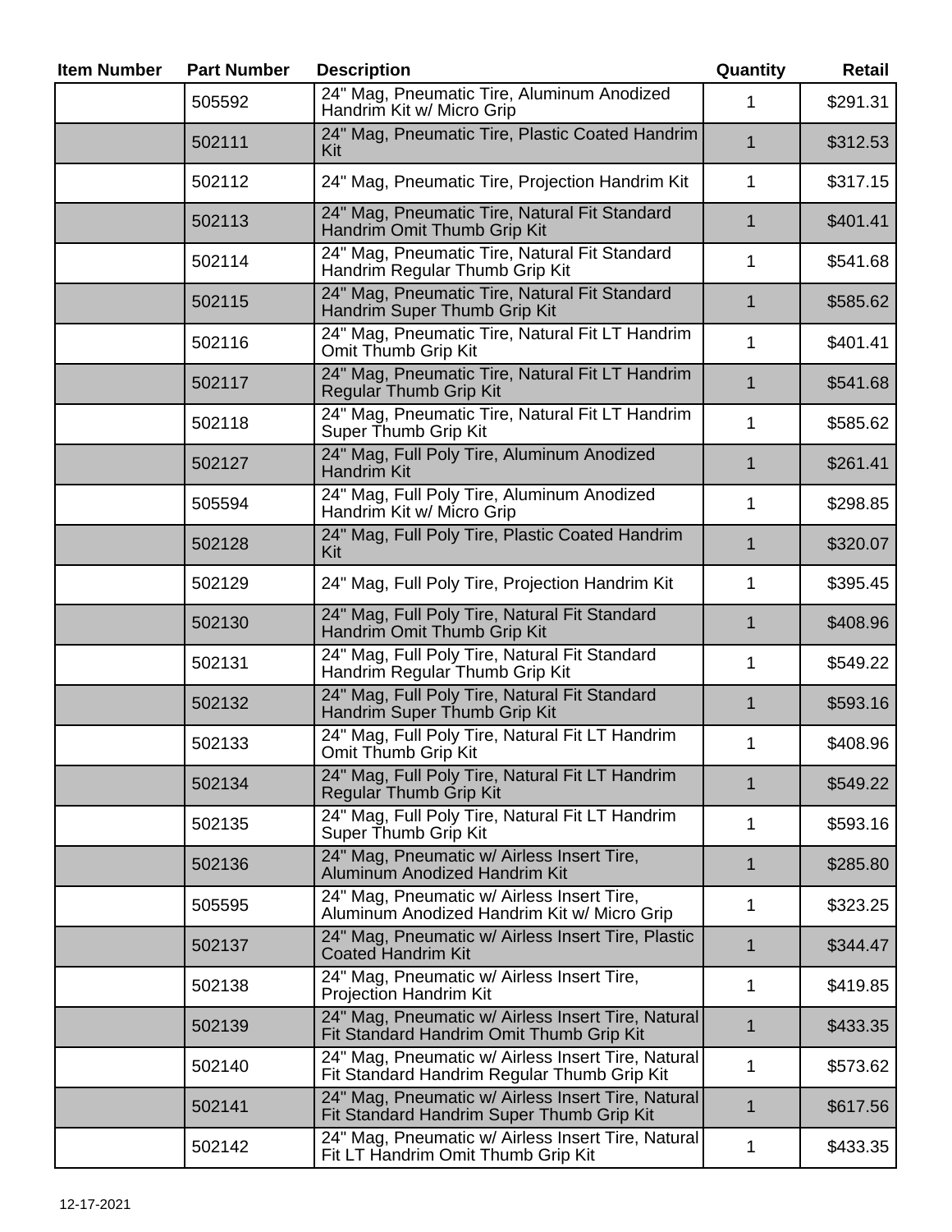| Item Number | Part Number | Description | Quantity | Retail |
|---|---|---|---|---|
| | 505592 | 24" Mag, Pneumatic Tire, Aluminum Anodized Handrim Kit w/ Micro Grip | 1 | $291.31 |
| | 502111 | 24" Mag, Pneumatic Tire, Plastic Coated Handrim Kit | 1 | $312.53 |
| | 502112 | 24" Mag, Pneumatic Tire, Projection Handrim Kit | 1 | $317.15 |
| | 502113 | 24" Mag, Pneumatic Tire, Natural Fit Standard Handrim Omit Thumb Grip Kit | 1 | $401.41 |
| | 502114 | 24" Mag, Pneumatic Tire, Natural Fit Standard Handrim Regular Thumb Grip Kit | 1 | $541.68 |
| | 502115 | 24" Mag, Pneumatic Tire, Natural Fit Standard Handrim Super Thumb Grip Kit | 1 | $585.62 |
| | 502116 | 24" Mag, Pneumatic Tire, Natural Fit LT Handrim Omit Thumb Grip Kit | 1 | $401.41 |
| | 502117 | 24" Mag, Pneumatic Tire, Natural Fit LT Handrim Regular Thumb Grip Kit | 1 | $541.68 |
| | 502118 | 24" Mag, Pneumatic Tire, Natural Fit LT Handrim Super Thumb Grip Kit | 1 | $585.62 |
| | 502127 | 24" Mag, Full Poly Tire, Aluminum Anodized Handrim Kit | 1 | $261.41 |
| | 505594 | 24" Mag, Full Poly Tire, Aluminum Anodized Handrim Kit w/ Micro Grip | 1 | $298.85 |
| | 502128 | 24" Mag, Full Poly Tire, Plastic Coated Handrim Kit | 1 | $320.07 |
| | 502129 | 24" Mag, Full Poly Tire, Projection Handrim Kit | 1 | $395.45 |
| | 502130 | 24" Mag, Full Poly Tire, Natural Fit Standard Handrim Omit Thumb Grip Kit | 1 | $408.96 |
| | 502131 | 24" Mag, Full Poly Tire, Natural Fit Standard Handrim Regular Thumb Grip Kit | 1 | $549.22 |
| | 502132 | 24" Mag, Full Poly Tire, Natural Fit Standard Handrim Super Thumb Grip Kit | 1 | $593.16 |
| | 502133 | 24" Mag, Full Poly Tire, Natural Fit LT Handrim Omit Thumb Grip Kit | 1 | $408.96 |
| | 502134 | 24" Mag, Full Poly Tire, Natural Fit LT Handrim Regular Thumb Grip Kit | 1 | $549.22 |
| | 502135 | 24" Mag, Full Poly Tire, Natural Fit LT Handrim Super Thumb Grip Kit | 1 | $593.16 |
| | 502136 | 24" Mag, Pneumatic w/ Airless Insert Tire, Aluminum Anodized Handrim Kit | 1 | $285.80 |
| | 505595 | 24" Mag, Pneumatic w/ Airless Insert Tire, Aluminum Anodized Handrim Kit w/ Micro Grip | 1 | $323.25 |
| | 502137 | 24" Mag, Pneumatic w/ Airless Insert Tire, Plastic Coated Handrim Kit | 1 | $344.47 |
| | 502138 | 24" Mag, Pneumatic w/ Airless Insert Tire, Projection Handrim Kit | 1 | $419.85 |
| | 502139 | 24" Mag, Pneumatic w/ Airless Insert Tire, Natural Fit Standard Handrim Omit Thumb Grip Kit | 1 | $433.35 |
| | 502140 | 24" Mag, Pneumatic w/ Airless Insert Tire, Natural Fit Standard Handrim Regular Thumb Grip Kit | 1 | $573.62 |
| | 502141 | 24" Mag, Pneumatic w/ Airless Insert Tire, Natural Fit Standard Handrim Super Thumb Grip Kit | 1 | $617.56 |
| | 502142 | 24" Mag, Pneumatic w/ Airless Insert Tire, Natural Fit LT Handrim Omit Thumb Grip Kit | 1 | $433.35 |

12-17-2021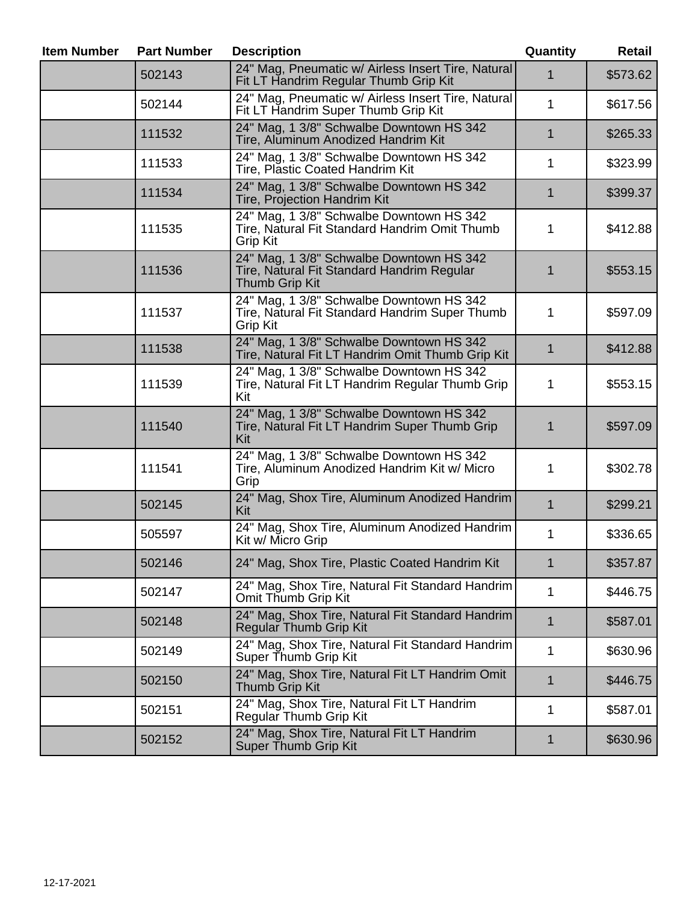| Item Number | Part Number | Description | Quantity | Retail |
| --- | --- | --- | --- | --- |
| | 502143 | 24" Mag, Pneumatic w/ Airless Insert Tire, Natural Fit LT Handrim Regular Thumb Grip Kit | 1 | $573.62 |
| | 502144 | 24" Mag, Pneumatic w/ Airless Insert Tire, Natural Fit LT Handrim Super Thumb Grip Kit | 1 | $617.56 |
| | 111532 | 24" Mag, 1 3/8" Schwalbe Downtown HS 342 Tire, Aluminum Anodized Handrim Kit | 1 | $265.33 |
| | 111533 | 24" Mag, 1 3/8" Schwalbe Downtown HS 342 Tire, Plastic Coated Handrim Kit | 1 | $323.99 |
| | 111534 | 24" Mag, 1 3/8" Schwalbe Downtown HS 342 Tire, Projection Handrim Kit | 1 | $399.37 |
| | 111535 | 24" Mag, 1 3/8" Schwalbe Downtown HS 342 Tire, Natural Fit Standard Handrim Omit Thumb Grip Kit | 1 | $412.88 |
| | 111536 | 24" Mag, 1 3/8" Schwalbe Downtown HS 342 Tire, Natural Fit Standard Handrim Regular Thumb Grip Kit | 1 | $553.15 |
| | 111537 | 24" Mag, 1 3/8" Schwalbe Downtown HS 342 Tire, Natural Fit Standard Handrim Super Thumb Grip Kit | 1 | $597.09 |
| | 111538 | 24" Mag, 1 3/8" Schwalbe Downtown HS 342 Tire, Natural Fit LT Handrim Omit Thumb Grip Kit | 1 | $412.88 |
| | 111539 | 24" Mag, 1 3/8" Schwalbe Downtown HS 342 Tire, Natural Fit LT Handrim Regular Thumb Grip Kit | 1 | $553.15 |
| | 111540 | 24" Mag, 1 3/8" Schwalbe Downtown HS 342 Tire, Natural Fit LT Handrim Super Thumb Grip Kit | 1 | $597.09 |
| | 111541 | 24" Mag, 1 3/8" Schwalbe Downtown HS 342 Tire, Aluminum Anodized Handrim Kit w/ Micro Grip | 1 | $302.78 |
| | 502145 | 24" Mag, Shox Tire, Aluminum Anodized Handrim Kit | 1 | $299.21 |
| | 505597 | 24" Mag, Shox Tire, Aluminum Anodized Handrim Kit w/ Micro Grip | 1 | $336.65 |
| | 502146 | 24" Mag, Shox Tire, Plastic Coated Handrim Kit | 1 | $357.87 |
| | 502147 | 24" Mag, Shox Tire, Natural Fit Standard Handrim Omit Thumb Grip Kit | 1 | $446.75 |
| | 502148 | 24" Mag, Shox Tire, Natural Fit Standard Handrim Regular Thumb Grip Kit | 1 | $587.01 |
| | 502149 | 24" Mag, Shox Tire, Natural Fit Standard Handrim Super Thumb Grip Kit | 1 | $630.96 |
| | 502150 | 24" Mag, Shox Tire, Natural Fit LT Handrim Omit Thumb Grip Kit | 1 | $446.75 |
| | 502151 | 24" Mag, Shox Tire, Natural Fit LT Handrim Regular Thumb Grip Kit | 1 | $587.01 |
| | 502152 | 24" Mag, Shox Tire, Natural Fit LT Handrim Super Thumb Grip Kit | 1 | $630.96 |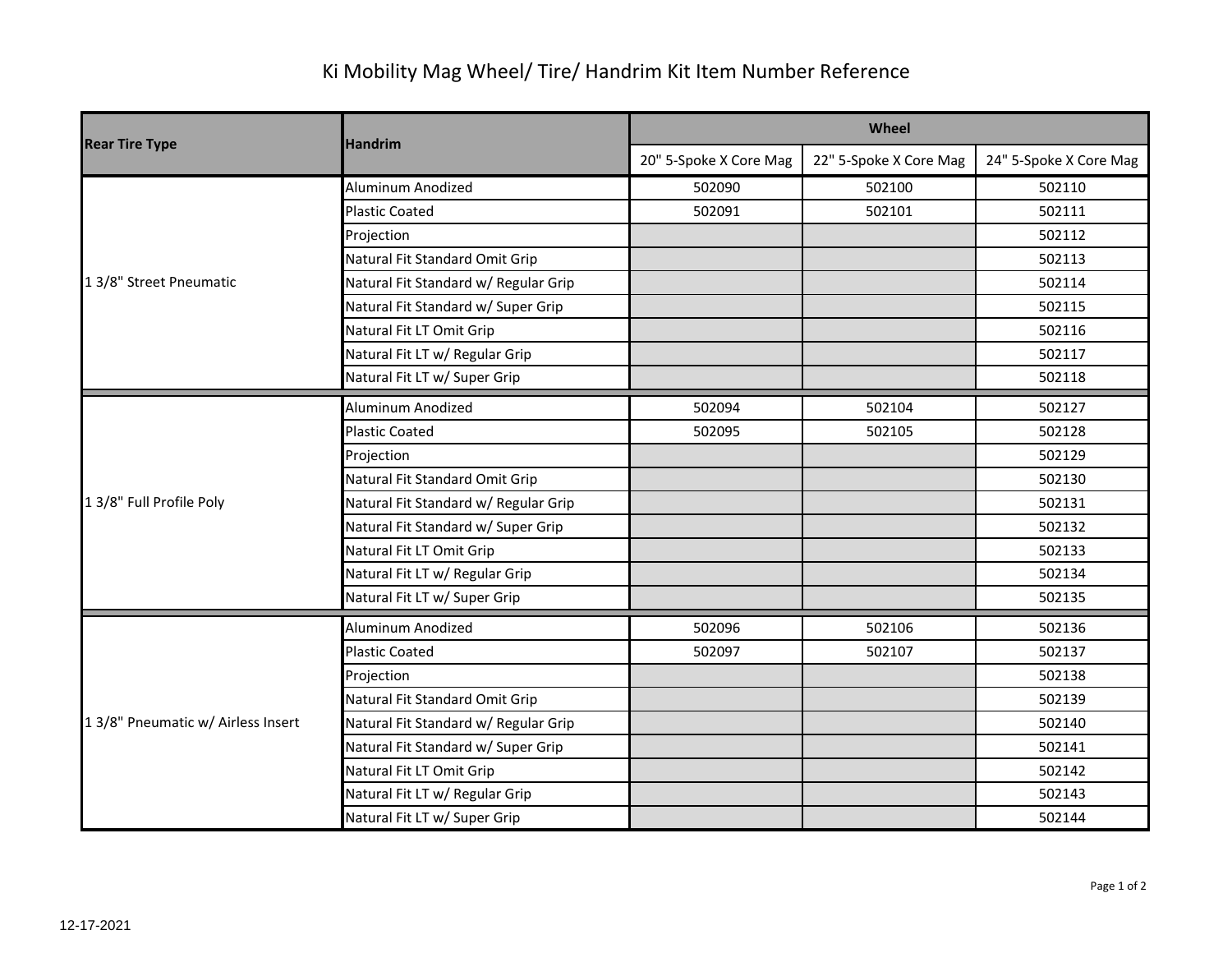# Ki Mobility Mag Wheel/ Tire/ Handrim Kit Item Number Reference

| Rear Tire Type | Handrim | Wheel | | |
|---|---|---|---|---|
| | | 20" 5-Spoke X Core Mag | 22" 5-Spoke X Core Mag | 24" 5-Spoke X Core Mag |
| 1 3/8" Street Pneumatic | Aluminum Anodized | 502090 | 502100 | 502110 |
| | Plastic Coated | 502091 | 502101 | 502111 |
| | Projection | | | 502112 |
| | Natural Fit Standard Omit Grip | | | 502113 |
| | Natural Fit Standard w/ Regular Grip | | | 502114 |
| | Natural Fit Standard w/ Super Grip | | | 502115 |
| | Natural Fit LT Omit Grip | | | 502116 |
| | Natural Fit LT w/ Regular Grip | | | 502117 |
| | Natural Fit LT w/ Super Grip | | | 502118 |
| 1 3/8" Full Profile Poly | Aluminum Anodized | 502094 | 502104 | 502127 |
| | Plastic Coated | 502095 | 502105 | 502128 |
| | Projection | | | 502129 |
| | Natural Fit Standard Omit Grip | | | 502130 |
| | Natural Fit Standard w/ Regular Grip | | | 502131 |
| | Natural Fit Standard w/ Super Grip | | | 502132 |
| | Natural Fit LT Omit Grip | | | 502133 |
| | Natural Fit LT w/ Regular Grip | | | 502134 |
| | Natural Fit LT w/ Super Grip | | | 502135 |
| 1 3/8" Pneumatic w/ Airless Insert | Aluminum Anodized | 502096 | 502106 | 502136 |
| | Plastic Coated | 502097 | 502107 | 502137 |
| | Projection | | | 502138 |
| | Natural Fit Standard Omit Grip | | | 502139 |
| | Natural Fit Standard w/ Regular Grip | | | 502140 |
| | Natural Fit Standard w/ Super Grip | | | 502141 |
| | Natural Fit LT Omit Grip | | | 502142 |
| | Natural Fit LT w/ Regular Grip | | | 502143 |
| | Natural Fit LT w/ Super Grip | | | 502144 |

12-17-2021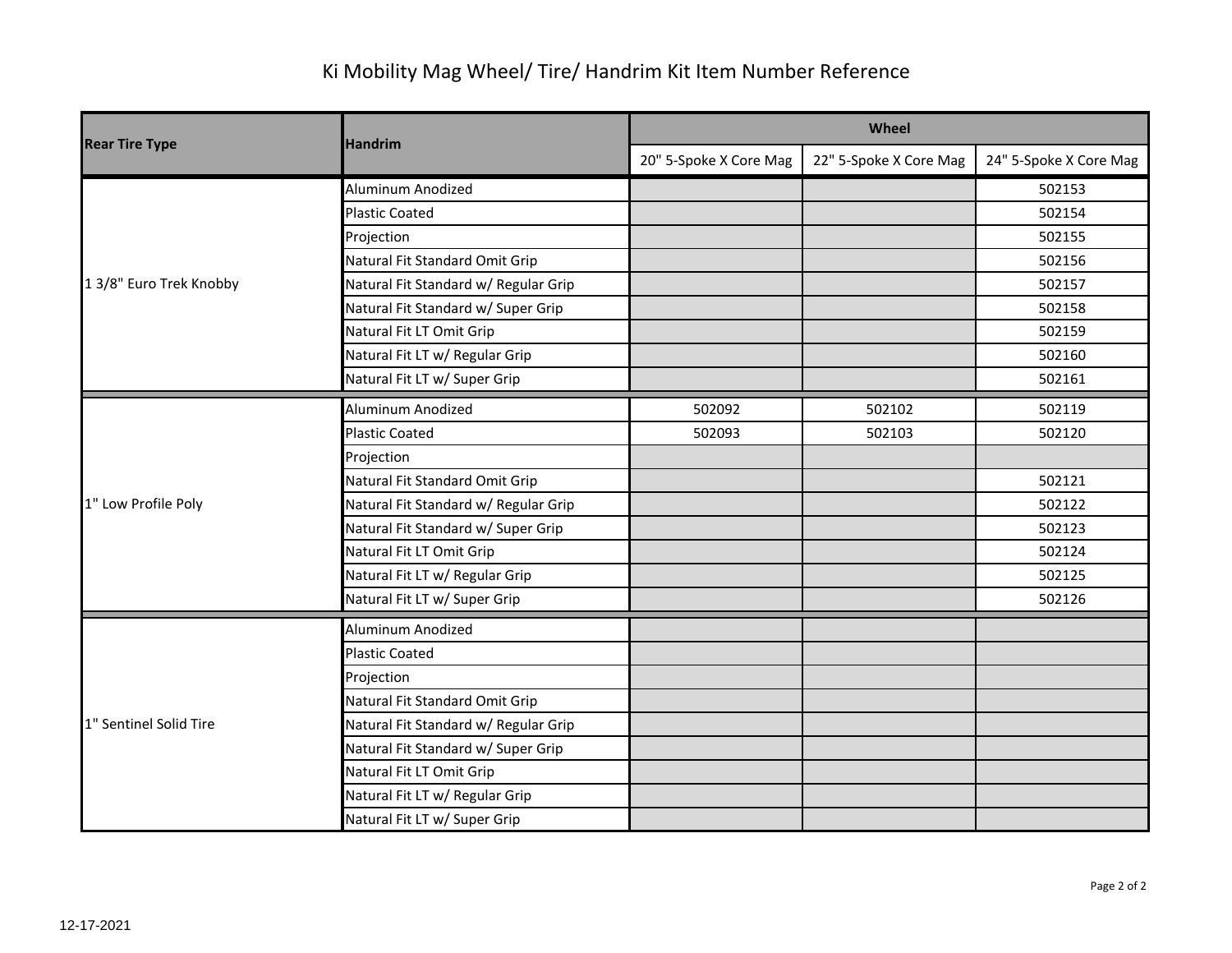# Ki Mobility Mag Wheel/ Tire/ Handrim Kit Item Number Reference

| Rear Tire Type | Handrim | Wheel | | |
|---|---|---|---|---|
| | | 20" 5-Spoke X Core Mag | 22" 5-Spoke X Core Mag | 24" 5-Spoke X Core Mag |
| 1 3/8" Euro Trek Knobby | Aluminum Anodized | | | 502153 |
| | Plastic Coated | | | 502154 |
| | Projection | | | 502155 |
| | Natural Fit Standard Omit Grip | | | 502156 |
| | Natural Fit Standard w/ Regular Grip | | | 502157 |
| | Natural Fit Standard w/ Super Grip | | | 502158 |
| | Natural Fit LT Omit Grip | | | 502159 |
| | Natural Fit LT w/ Regular Grip | | | 502160 |
| | Natural Fit LT w/ Super Grip | | | 502161 |
| 1" Low Profile Poly | Aluminum Anodized | 502092 | 502102 | 502119 |
| | Plastic Coated | 502093 | 502103 | 502120 |
| | Projection | | | |
| | Natural Fit Standard Omit Grip | | | 502121 |
| | Natural Fit Standard w/ Regular Grip | | | 502122 |
| | Natural Fit Standard w/ Super Grip | | | 502123 |
| | Natural Fit LT Omit Grip | | | 502124 |
| | Natural Fit LT w/ Regular Grip | | | 502125 |
| | Natural Fit LT w/ Super Grip | | | 502126 |
| 1" Sentinel Solid Tire | Aluminum Anodized | | | |
| | Plastic Coated | | | |
| | Projection | | | |
| | Natural Fit Standard Omit Grip | | | |
| | Natural Fit Standard w/ Regular Grip | | | |
| | Natural Fit Standard w/ Super Grip | | | |
| | Natural Fit LT Omit Grip | | | |
| | Natural Fit LT w/ Regular Grip | | | |
| | Natural Fit LT w/ Super Grip | | | |

12-17-2021